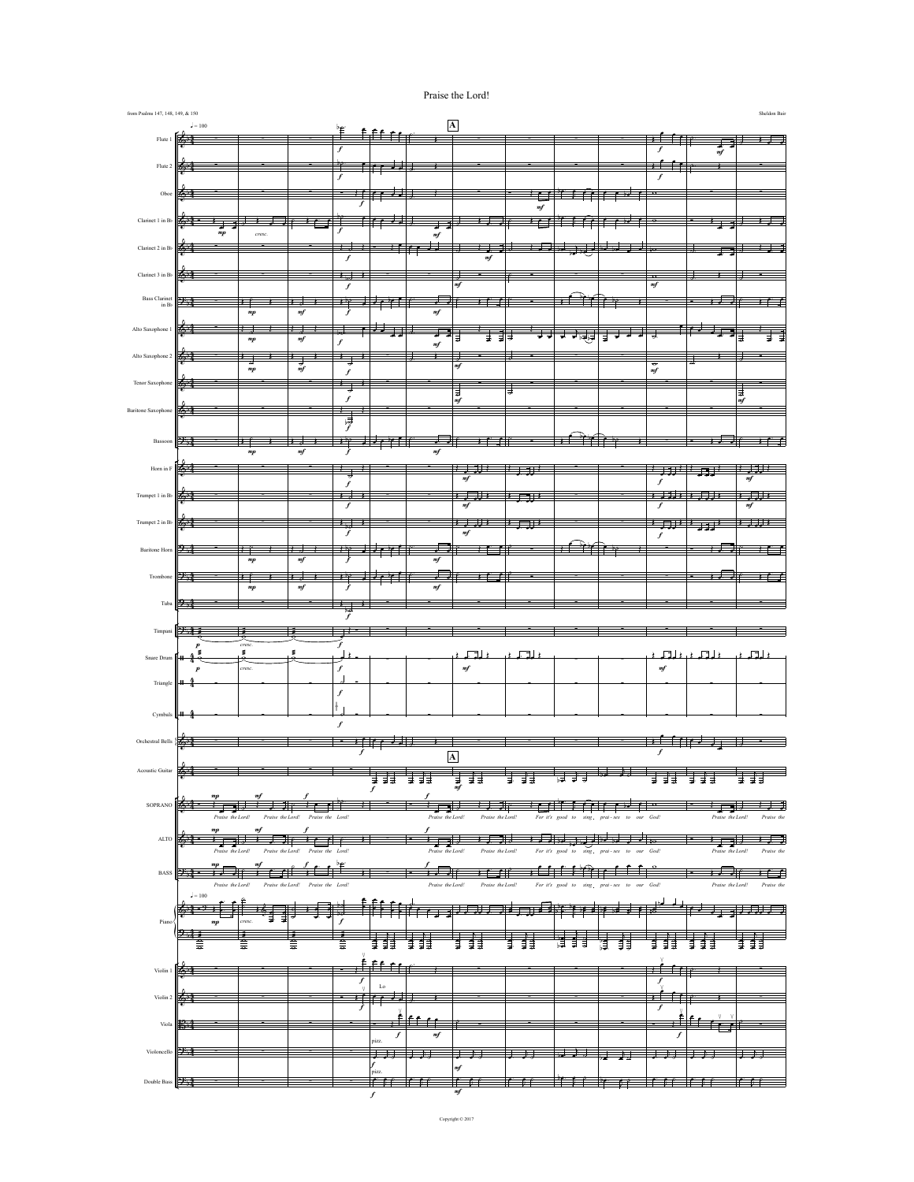# Praise the Lord!

from Psalms 147, 148, 149, & 150

Sheldon Bair

Copyright © 2017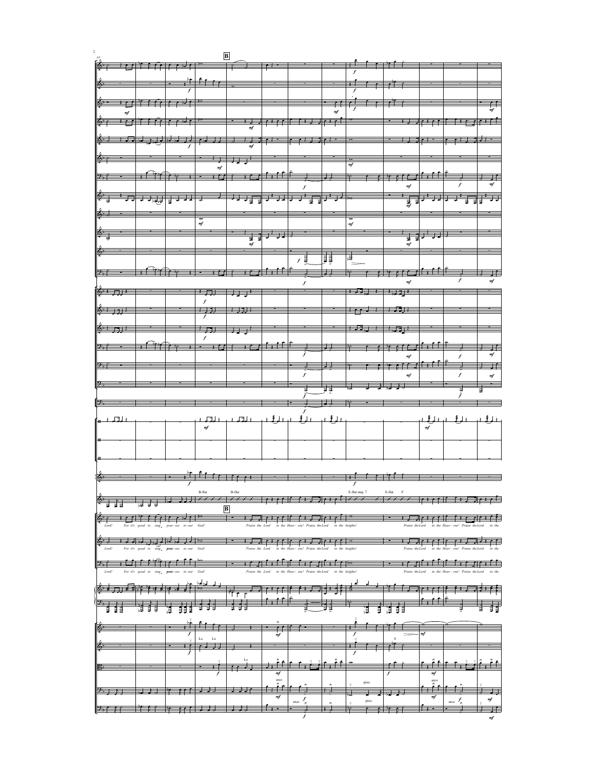**B**

B-flat B-flat E-flat maj. 7 E-flat F

Lord! For it's good to sing prai - ses to our God! Praise the Lord in the Heav - ens! Praise the Lord in the heights! Praise the Lord in the Heav - ens! Praise the Lord in the

Lo Lo

Lo

arco pizz. arco

arco pizz. arco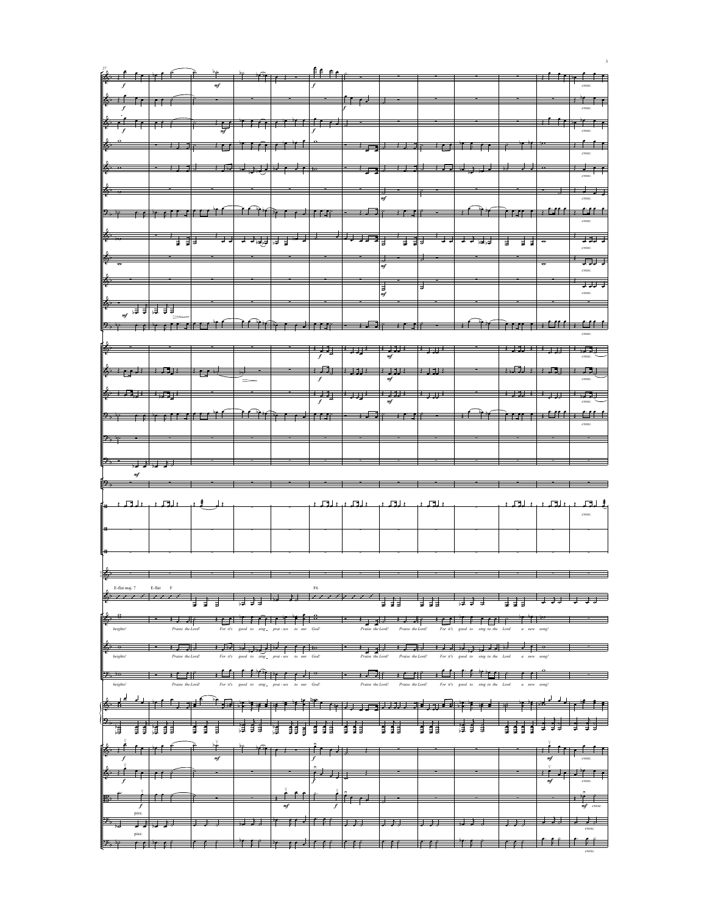27

E-flat maj. 7 E-flat F F6

heights! Praise the Lord! For it's good to sing prai - ses to our God! Praise the Lord! Praise the Lord! For it's good to sing to the Lord a new song!

heights! Praise the Lord! For it's good to sing prai - ses to our God! Praise the Lord! Praise the Lord! For it's good to sing to the Lord a new song!

heights! Praise the Lord! For it's good to sing prai - ses to our God! Praise the Lord! Praise the Lord! For it's good to sing to the Lord a new song!

pizz.

pizz.

cresc.